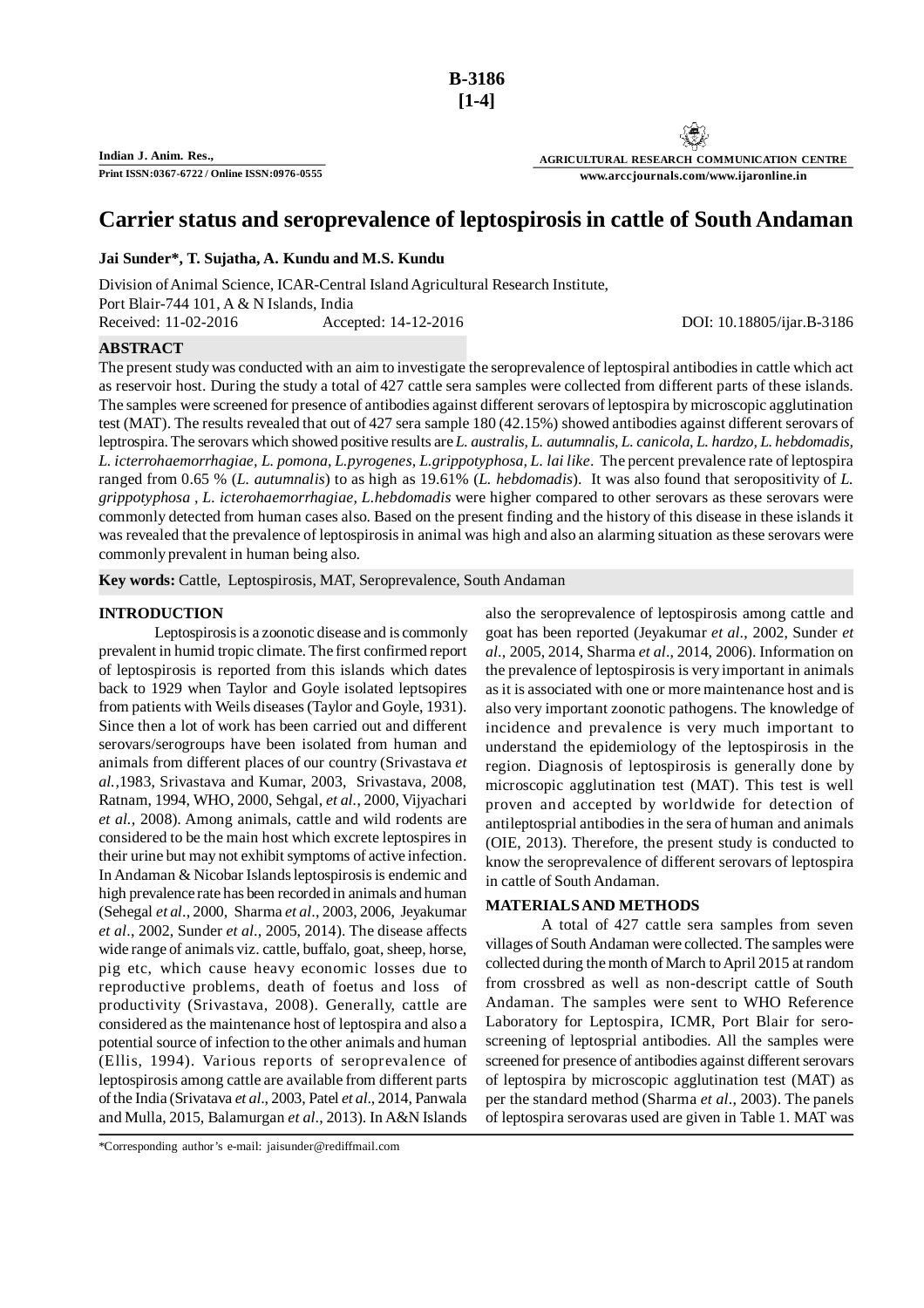B-3186
[1-4]

Indian J. Anim. Res.,
Print ISSN:0367-6722 / Online ISSN:0976-0555

AGRICULTURAL RESEARCH COMMUNICATION CENTRE
www.arccjournals.com/www.ijaronline.in

# Carrier status and seroprevalence of leptospirosis in cattle of South Andaman

**Jai Sunder\*, T. Sujatha, A. Kundu and M.S. Kundu**

Division of Animal Science, ICAR-Central Island Agricultural Research Institute,
Port Blair-744 101, A & N Islands, India
Received: 11-02-2016 Accepted: 14-12-2016 DOI: 10.18805/ijar.B-3186

## ABSTRACT

The present study was conducted with an aim to investigate the seroprevalence of leptospiral antibodies in cattle which act as reservoir host. During the study a total of 427 cattle sera samples were collected from different parts of these islands. The samples were screened for presence of antibodies against different serovars of leptospira by microscopic agglutination test (MAT). The results revealed that out of 427 sera sample 180 (42.15%) showed antibodies against different serovars of leptospira. The serovars which showed positive results are *L. australis, L. autumnalis, L. canicola, L. hardzo, L. hebdomadis, L. icterrohaemorrhagiae, L. pomona, L.pyrogenes, L.grippotyphosa, L. lai like*. The percent prevalence rate of leptospira ranged from 0.65 % (*L. autumnalis*) to as high as 19.61% (*L. hebdomadis*). It was also found that seropositivity of *L. grippotyphosa , L. icterohaemorrhagiae, L.hebdomadis* were higher compared to other serovars as these serovars were commonly detected from human cases also. Based on the present finding and the history of this disease in these islands it was revealed that the prevalence of leptospirosis in animal was high and also an alarming situation as these serovars were commonly prevalent in human being also.

**Key words:** Cattle, Leptospirosis, MAT, Seroprevalence, South Andaman

## INTRODUCTION

Leptospirosis is a zoonotic disease and is commonly prevalent in humid tropic climate. The first confirmed report of leptospirosis is reported from this islands which dates back to 1929 when Taylor and Goyle isolated leptsopires from patients with Weils diseases (Taylor and Goyle, 1931). Since then a lot of work has been carried out and different serovars/serogroups have been isolated from human and animals from different places of our country (Srivastava *et al.*,1983, Srivastava and Kumar, 2003, Srivastava, 2008, Ratnam, 1994, WHO, 2000, Sehgal, *et al.*, 2000, Vijyachari *et al.,* 2008). Among animals, cattle and wild rodents are considered to be the main host which excrete leptospires in their urine but may not exhibit symptoms of active infection. In Andaman & Nicobar Islands leptospirosis is endemic and high prevalence rate has been recorded in animals and human (Sehegal *et al*., 2000, Sharma *et al*., 2003, 2006, Jeyakumar *et al*., 2002, Sunder *et al*., 2005, 2014). The disease affects wide range of animals viz. cattle, buffalo, goat, sheep, horse, pig etc, which cause heavy economic losses due to reproductive problems, death of foetus and loss of productivity (Srivastava, 2008). Generally, cattle are considered as the maintenance host of leptospira and also a potential source of infection to the other animals and human (Ellis, 1994). Various reports of seroprevalence of leptospirosis among cattle are available from different parts of the India (Srivatava *et al*., 2003, Patel *et al*., 2014, Panwala and Mulla, 2015, Balamurgan *et al*., 2013). In A&N Islands also the seroprevalence of leptospirosis among cattle and goat has been reported (Jeyakumar *et al*., 2002, Sunder *et al*., 2005, 2014, Sharma *et al*., 2014, 2006). Information on the prevalence of leptospirosis is very important in animals as it is associated with one or more maintenance host and is also very important zoonotic pathogens. The knowledge of incidence and prevalence is very much important to understand the epidemiology of the leptospirosis in the region. Diagnosis of leptospirosis is generally done by microscopic agglutination test (MAT). This test is well proven and accepted by worldwide for detection of antileptosprial antibodies in the sera of human and animals (OIE, 2013). Therefore, the present study is conducted to know the seroprevalence of different serovars of leptospira in cattle of South Andaman.

## MATERIALS AND METHODS

A total of 427 cattle sera samples from seven villages of South Andaman were collected. The samples were collected during the month of March to April 2015 at random from crossbred as well as non-descript cattle of South Andaman. The samples were sent to WHO Reference Laboratory for Leptospira, ICMR, Port Blair for sero-screening of leptosprial antibodies. All the samples were screened for presence of antibodies against different serovars of leptospira by microscopic agglutination test (MAT) as per the standard method (Sharma *et al*., 2003). The panels of leptospira serovaras used are given in Table 1. MAT was

\*Corresponding author's e-mail: jaisunder@rediffmail.com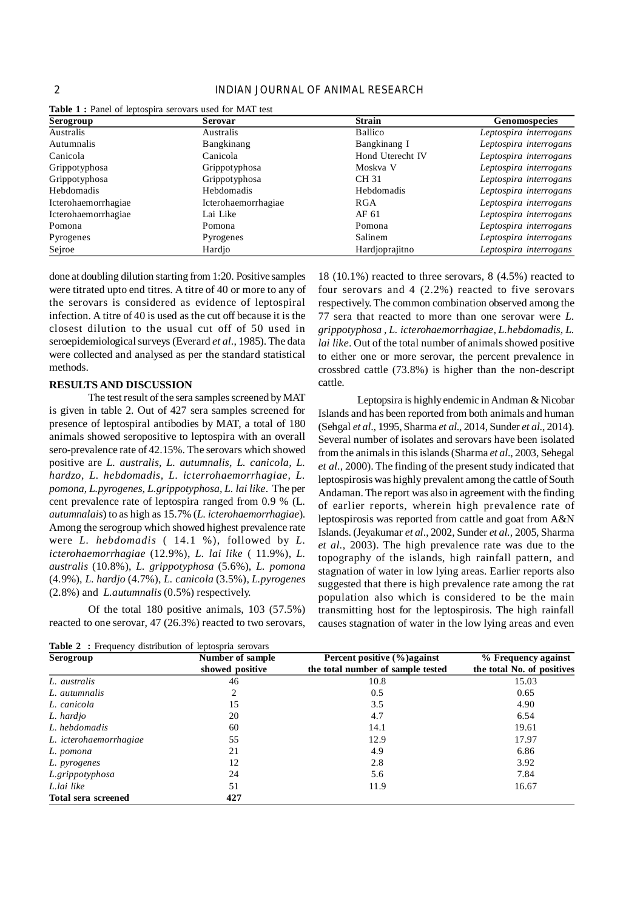**Table 1 :** Panel of leptospira serovars used for MAT test

| Serogroup | Serovar | Strain | Genomospecies |
|---|---|---|---|
| Australis | Australis | Ballico | *Leptospira interrogans* |
| Autumnalis | Bangkinang | Bangkinang I | *Leptospira interrogans* |
| Canicola | Canicola | Hond Uterecht IV | *Leptospira interrogans* |
| Grippotyphosa | Grippotyphosa | Moskva V | *Leptospira interrogans* |
| Grippotyphosa | Grippotyphosa | CH 31 | *Leptospira interrogans* |
| Hebdomadis | Hebdomadis | Hebdomadis | *Leptospira interrogans* |
| Icterohaemorrhagiae | Icterohaemorrhagiae | RGA | *Leptospira interrogans* |
| Icterohaemorrhagiae | Lai Like | AF 61 | *Leptospira interrogans* |
| Pomona | Pomona | Pomona | *Leptospira interrogans* |
| Pyrogenes | Pyrogenes | Salinem | *Leptospira interrogans* |
| Sejroe | Hardjo | Hardjoprajitno | *Leptospira interrogans* |

done at doubling dilution starting from 1:20. Positive samples were titrated upto end titres. A titre of 40 or more to any of the serovars is considered as evidence of leptospiral infection. A titre of 40 is used as the cut off because it is the closest dilution to the usual cut off of 50 used in seroepidemiological surveys (Everard *et al.*, 1985). The data were collected and analysed as per the standard statistical methods.

## RESULTS AND DISCUSSION

The test result of the sera samples screened by MAT is given in table 2. Out of 427 sera samples screened for presence of leptospiral antibodies by MAT, a total of 180 animals showed seropositive to leptospira with an overall sero-prevalence rate of 42.15%. The serovars which showed positive are *L. australis, L. autumnalis, L. canicola, L. hardzo, L. hebdomadis, L. icterrohaemorrhagiae, L. pomona, L.pyrogenes, L.grippotyphosa, L. lai like*. The per cent prevalence rate of leptospira ranged from 0.9 % (L. *autumnalais*) to as high as 15.7% (*L. icterohaemorrhagiae*). Among the serogroup which showed highest prevalence rate were *L. hebdomadis* ( 14.1 %), followed by *L. icterohaemorrhagiae* (12.9%), *L. lai like* ( 11.9%), *L. australis* (10.8%), *L. grippotyphosa* (5.6%), *L. pomona* (4.9%), *L. hardjo* (4.7%), *L. canicola* (3.5%), *L.pyrogenes* (2.8%) and *L.autumnalis* (0.5%) respectively.

Of the total 180 positive animals, 103 (57.5%) reacted to one serovar, 47 (26.3%) reacted to two serovars, 18 (10.1%) reacted to three serovars, 8 (4.5%) reacted to four serovars and 4 (2.2%) reacted to five serovars respectively. The common combination observed among the 77 sera that reacted to more than one serovar were *L. grippotyphosa , L. icterohaemorrhagiae, L.hebdomadis, L. lai like*. Out of the total number of animals showed positive to either one or more serovar, the percent prevalence in crossbred cattle (73.8%) is higher than the non-descript cattle.

Leptopsira is highly endemic in Andman & Nicobar Islands and has been reported from both animals and human (Sehgal *et al.*, 1995, Sharma *et al.*, 2014, Sunder *et al.*, 2014). Several number of isolates and serovars have been isolated from the animals in this islands (Sharma *et al.*, 2003, Sehegal *et al.*, 2000). The finding of the present study indicated that leptospirosis was highly prevalent among the cattle of South Andaman. The report was also in agreement with the finding of earlier reports, wherein high prevalence rate of leptospirosis was reported from cattle and goat from A&N Islands. (Jeyakumar *et al.*, 2002, Sunder *et al.*, 2005, Sharma *et al.*, 2003). The high prevalence rate was due to the topography of the islands, high rainfall pattern, and stagnation of water in low lying areas. Earlier reports also suggested that there is high prevalence rate among the rat population also which is considered to be the main transmitting host for the leptospirosis. The high rainfall causes stagnation of water in the low lying areas and even

**Table 2 :** Frequency distribution of leptospria serovars

| Serogroup | Number of sample showed positive | Percent positive (%)against the total number of sample tested | % Frequency against the total No. of positives |
|---|---|---|---|
| *L. australis* | 46 | 10.8 | 15.03 |
| *L. autumnalis* | 2 | 0.5 | 0.65 |
| *L. canicola* | 15 | 3.5 | 4.90 |
| *L. hardjo* | 20 | 4.7 | 6.54 |
| *L. hebdomadis* | 60 | 14.1 | 19.61 |
| *L. icterohaemorrhagiae* | 55 | 12.9 | 17.97 |
| *L. pomona* | 21 | 4.9 | 6.86 |
| *L. pyrogenes* | 12 | 2.8 | 3.92 |
| *L.grippotyphosa* | 24 | 5.6 | 7.84 |
| *L.lai like* | 51 | 11.9 | 16.67 |
| **Total sera screened** | **427** | | |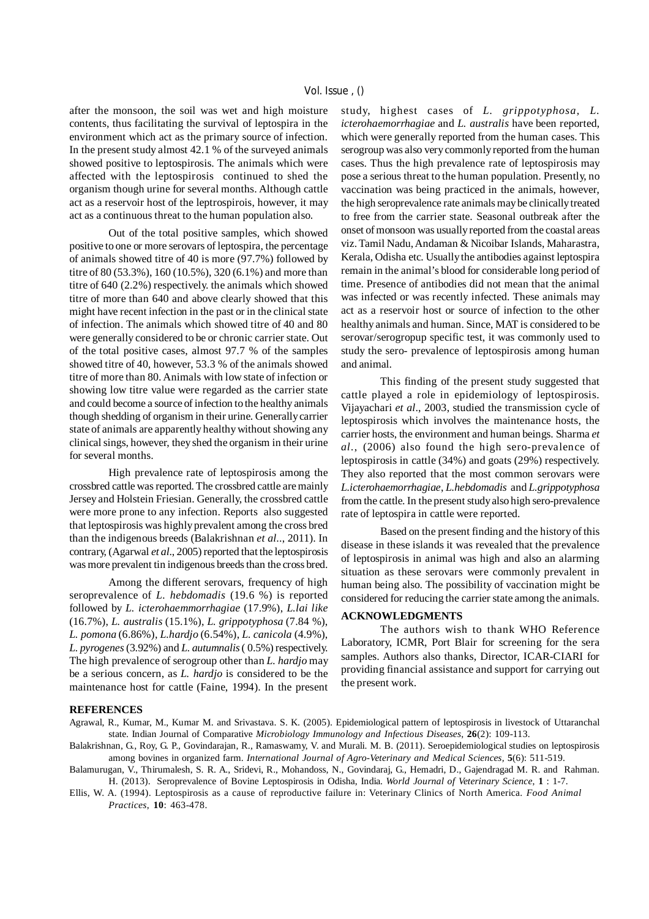after the monsoon, the soil was wet and high moisture contents, thus facilitating the survival of leptospira in the environment which act as the primary source of infection. In the present study almost 42.1 % of the surveyed animals showed positive to leptospirosis. The animals which were affected with the leptospirosis continued to shed the organism though urine for several months. Although cattle act as a reservoir host of the leptrospirois, however, it may act as a continuous threat to the human population also.

Out of the total positive samples, which showed positive to one or more serovars of leptospira, the percentage of animals showed titre of 40 is more (97.7%) followed by titre of 80 (53.3%), 160 (10.5%), 320 (6.1%) and more than titre of 640 (2.2%) respectively. the animals which showed titre of more than 640 and above clearly showed that this might have recent infection in the past or in the clinical state of infection. The animals which showed titre of 40 and 80 were generally considered to be or chronic carrier state. Out of the total positive cases, almost 97.7 % of the samples showed titre of 40, however, 53.3 % of the animals showed titre of more than 80. Animals with low state of infection or showing low titre value were regarded as the carrier state and could become a source of infection to the healthy animals though shedding of organism in their urine. Generally carrier state of animals are apparently healthy without showing any clinical sings, however, they shed the organism in their urine for several months.

High prevalence rate of leptospirosis among the crossbred cattle was reported. The crossbred cattle are mainly Jersey and Holstein Friesian. Generally, the crossbred cattle were more prone to any infection. Reports also suggested that leptospirosis was highly prevalent among the cross bred than the indigenous breeds (Balakrishnan *et al*.., 2011). In contrary, (Agarwal *et al*., 2005) reported that the leptospirosis was more prevalent tin indigenous breeds than the cross bred.

Among the different serovars, frequency of high seroprevalence of *L. hebdomadis* (19.6 %) is reported followed by *L. icterohaemmorrhagiae* (17.9%), *L.lai like* (16.7%), *L. australis* (15.1%), *L. grippotyphosa* (7.84 %), *L. pomona* (6.86%), *L.hardjo* (6.54%), *L. canicola* (4.9%), *L. pyrogenes* (3.92%) and *L. autumnalis* ( 0.5%) respectively. The high prevalence of serogroup other than *L. hardjo* may be a serious concern, as *L. hardjo* is considered to be the maintenance host for cattle (Faine, 1994). In the present study, highest cases of *L. grippotyphosa, L. icterohaemorrhagiae* and *L. australis* have been reported, which were generally reported from the human cases. This serogroup was also very commonly reported from the human cases. Thus the high prevalence rate of leptospirosis may pose a serious threat to the human population. Presently, no vaccination was being practiced in the animals, however, the high seroprevalence rate animals may be clinically treated to free from the carrier state. Seasonal outbreak after the onset of monsoon was usually reported from the coastal areas viz. Tamil Nadu, Andaman & Nicoibar Islands, Maharastra, Kerala, Odisha etc. Usually the antibodies against leptospira remain in the animal's blood for considerable long period of time. Presence of antibodies did not mean that the animal was infected or was recently infected. These animals may act as a reservoir host or source of infection to the other healthy animals and human. Since, MAT is considered to be serovar/serogropup specific test, it was commonly used to study the sero- prevalence of leptospirosis among human and animal.

This finding of the present study suggested that cattle played a role in epidemiology of leptospirosis. Vijayachari *et al*., 2003, studied the transmission cycle of leptospirosis which involves the maintenance hosts, the carrier hosts, the environment and human beings. Sharma *et al*., (2006) also found the high sero-prevalence of leptospirosis in cattle (34%) and goats (29%) respectively. They also reported that the most common serovars were *L.icterohaemorrhagiae*, *L.hebdomadis* and *L.grippotyphosa* from the cattle. In the present study also high sero-prevalence rate of leptospira in cattle were reported.

Based on the present finding and the history of this disease in these islands it was revealed that the prevalence of leptospirosis in animal was high and also an alarming situation as these serovars were commonly prevalent in human being also. The possibility of vaccination might be considered for reducing the carrier state among the animals.

## ACKNOWLEDGMENTS

The authors wish to thank WHO Reference Laboratory, ICMR, Port Blair for screening for the sera samples. Authors also thanks, Director, ICAR-CIARI for providing financial assistance and support for carrying out the present work.

## REFERENCES

Agrawal, R., Kumar, M., Kumar M. and Srivastava. S. K. (2005). Epidemiological pattern of leptospirosis in livestock of Uttaranchal state. Indian Journal of Comparative *Microbiology Immunology and Infectious Diseases*, **26**(2): 109-113.

Balakrishnan, G., Roy, G. P., Govindarajan, R., Ramaswamy, V. and Murali. M. B. (2011). Seroepidemiological studies on leptospirosis among bovines in organized farm. *International Journal of Agro-Veterinary and Medical Sciences*, **5**(6): 511-519.

Balamurugan, V., Thirumalesh, S. R. A., Sridevi, R., Mohandoss, N., Govindaraj, G., Hemadri, D., Gajendragad M. R. and Rahman. H. (2013). Seroprevalence of Bovine Leptospirosis in Odisha, India. *World Journal of Veterinary Science*, **1** : 1-7.

Ellis, W. A. (1994). Leptospirosis as a cause of reproductive failure in: Veterinary Clinics of North America. *Food Animal Practices*, **10**: 463-478.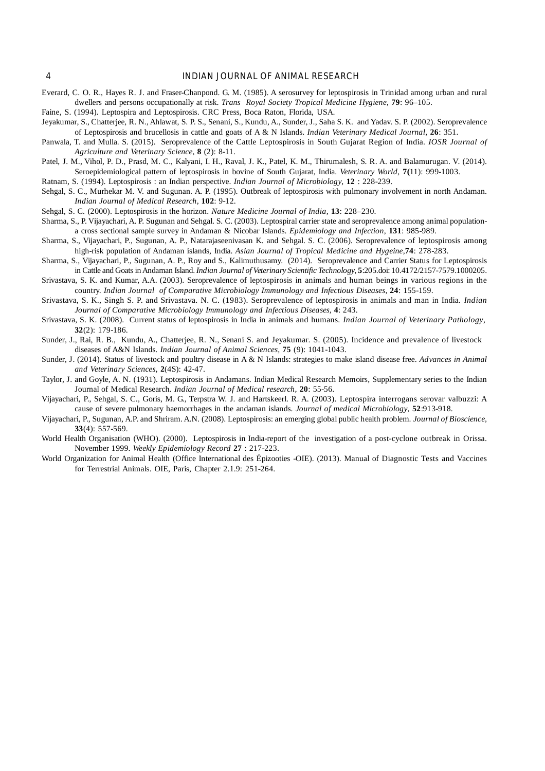Everard, C. O. R., Hayes R. J. and Fraser-Chanpond. G. M. (1985). A serosurvey for leptospirosis in Trinidad among urban and rural dwellers and persons occupationally at risk. *Trans Royal Society Tropical Medicine Hygiene*, **79**: 96–105.

Faine, S. (1994). Leptospira and Leptospirosis. CRC Press, Boca Raton, Florida, USA.

Jeyakumar, S., Chatterjee, R. N., Ahlawat, S. P. S., Senani, S., Kundu, A., Sunder, J., Saha S. K. and Yadav. S. P. (2002). Seroprevalence of Leptospirosis and brucellosis in cattle and goats of A & N Islands. *Indian Veterinary Medical Journal*, **26**: 351.

Panwala, T. and Mulla. S. (2015). Seroprevalence of the Cattle Leptospirosis in South Gujarat Region of India. *IOSR Journal of Agriculture and Veterinary Science*, **8** (2): 8-11.

Patel, J. M., Vihol, P. D., Prasd, M. C., Kalyani, I. H., Raval, J. K., Patel, K. M., Thirumalesh, S. R. A. and Balamurugan. V. (2014). Seroepidemiological pattern of leptospirosis in bovine of South Gujarat, India. *Veterinary World*, **7(**11): 999-1003.

Ratnam, S. (1994). Leptospirosis : an Indian perspective. *Indian Journal of Microbiology*, **12** : 228-239.

Sehgal, S. C., Murhekar M. V. and Sugunan. A. P. (1995). Outbreak of leptospirosis with pulmonary involvement in north Andaman. *Indian Journal of Medical Research,* **102**: 9-12.

Sehgal, S. C. (2000). Leptospirosis in the horizon. *Nature Medicine Journal of India,* **13**: 228–230.

Sharma, S., P. Vijayachari, A. P. Sugunan and Sehgal. S. C. (2003). Leptospiral carrier state and seroprevalence among animal population-a cross sectional sample survey in Andaman & Nicobar Islands. *Epidemiology and Infection*, **131**: 985-989.

Sharma, S., Vijayachari, P., Sugunan, A. P., Natarajaseenivasan K. and Sehgal. S. C. (2006). Seroprevalence of leptospirosis among high-risk population of Andaman islands, India. *Asian Journal of Tropical Medicine and Hygeine,***74**: 278-283.

Sharma, S., Vijayachari, P., Sugunan, A. P., Roy and S., Kalimuthusamy. (2014). Seroprevalence and Carrier Status for Leptospirosis in Cattle and Goats in Andaman Island. *Indian Journal of Veterinary Scientific Technology*, **5**:205.doi: 10.4172/2157-7579.1000205.

Srivastava, S. K. and Kumar, A.A. (2003). Seroprevalence of leptospirosis in animals and human beings in various regions in the country. *Indian Journal of Comparative Microbiology Immunology and Infectious Diseases,* **24**: 155-159.

Srivastava, S. K., Singh S. P. and Srivastava. N. C. (1983). Seroprevalence of leptospirosis in animals and man in India. *Indian Journal of Comparative Microbiology Immunology and Infectious Diseases*, **4**: 243.

Srivastava, S. K. (2008). Current status of leptospirosis in India in animals and humans. *Indian Journal of Veterinary Pathology*, **32**(2): 179-186.

Sunder, J., Rai, R. B., Kundu, A., Chatterjee, R. N., Senani S. and Jeyakumar. S. (2005). Incidence and prevalence of livestock diseases of A&N Islands. *Indian Journal of Animal Sciences*, **75** (9): 1041-1043.

Sunder, J. (2014). Status of livestock and poultry disease in A & N Islands: strategies to make island disease free. *Advances in Animal and Veterinary Sciences*, **2**(4S): 42-47.

Taylor, J. and Goyle, A. N. (1931). Leptospirosis in Andamans. Indian Medical Research Memoirs, Supplementary series to the Indian Journal of Medical Research. *Indian Journal of Medical research,* **20**: 55-56.

Vijayachari, P., Sehgal, S. C., Goris, M. G., Terpstra W. J. and Hartskeerl. R. A. (2003). Leptospira interrogans serovar valbuzzi: A cause of severe pulmonary haemorrhages in the andaman islands. *Journal of medical Microbiology*, **52**:913-918.

Vijayachari, P., Sugunan, A.P. and Shriram. A.N. (2008). Leptospirosis: an emerging global public health problem. *Journal of Bioscience*, **33**(4): 557-569.

World Health Organisation (WHO). (2000). Leptospirosis in India-report of the investigation of a post-cyclone outbreak in Orissa. November 1999. *Weekly Epidemiology Record* **27** : 217-223.

World Organization for Animal Health (Office International des Épizooties -OIE). (2013). Manual of Diagnostic Tests and Vaccines for Terrestrial Animals. OIE, Paris, Chapter 2.1.9: 251-264.